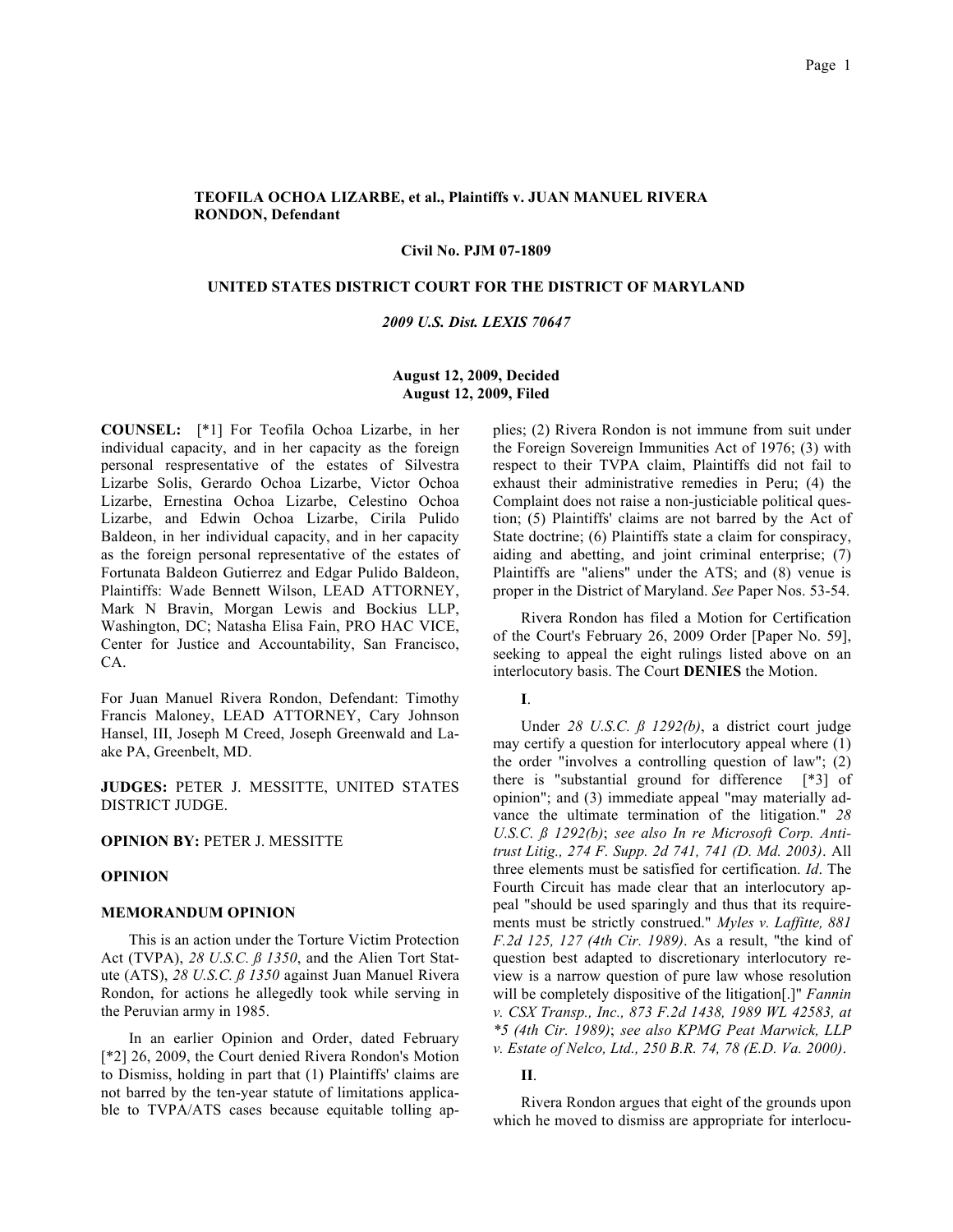**TEOFILA OCHOA LIZARBE, et al., Plaintiffs v. JUAN MANUEL RIVERA RONDON, Defendant**

**Civil No. PJM 07-1809**

**UNITED STATES DISTRICT COURT FOR THE DISTRICT OF MARYLAND**

***2009 U.S. Dist. LEXIS 70647***

**August 12, 2009, Decided**
**August 12, 2009, Filed**

**COUNSEL:** [*1] For Teofila Ochoa Lizarbe, in her individual capacity, and in her capacity as the foreign personal respresentative of the estates of Silvestra Lizarbe Solis, Gerardo Ochoa Lizarbe, Victor Ochoa Lizarbe, Ernestina Ochoa Lizarbe, Celestino Ochoa Lizarbe, and Edwin Ochoa Lizarbe, Cirila Pulido Baldeon, in her individual capacity, and in her capacity as the foreign personal representative of the estates of Fortunata Baldeon Gutierrez and Edgar Pulido Baldeon, Plaintiffs: Wade Bennett Wilson, LEAD ATTORNEY, Mark N Bravin, Morgan Lewis and Bockius LLP, Washington, DC; Natasha Elisa Fain, PRO HAC VICE, Center for Justice and Accountability, San Francisco, CA.

For Juan Manuel Rivera Rondon, Defendant: Timothy Francis Maloney, LEAD ATTORNEY, Cary Johnson Hansel, III, Joseph M Creed, Joseph Greenwald and Laake PA, Greenbelt, MD.

**JUDGES:** PETER J. MESSITTE, UNITED STATES DISTRICT JUDGE.

**OPINION BY:** PETER J. MESSITTE

**OPINION**

**MEMORANDUM OPINION**

This is an action under the Torture Victim Protection Act (TVPA), *28 U.S.C. § 1350*, and the Alien Tort Statute (ATS), *28 U.S.C. § 1350* against Juan Manuel Rivera Rondon, for actions he allegedly took while serving in the Peruvian army in 1985.

In an earlier Opinion and Order, dated February [*2] 26, 2009, the Court denied Rivera Rondon's Motion to Dismiss, holding in part that (1) Plaintiffs' claims are not barred by the ten-year statute of limitations applicable to TVPA/ATS cases because equitable tolling applies; (2) Rivera Rondon is not immune from suit under the Foreign Sovereign Immunities Act of 1976; (3) with respect to their TVPA claim, Plaintiffs did not fail to exhaust their administrative remedies in Peru; (4) the Complaint does not raise a non-justiciable political question; (5) Plaintiffs' claims are not barred by the Act of State doctrine; (6) Plaintiffs state a claim for conspiracy, aiding and abetting, and joint criminal enterprise; (7) Plaintiffs are "aliens" under the ATS; and (8) venue is proper in the District of Maryland. *See* Paper Nos. 53-54.

Rivera Rondon has filed a Motion for Certification of the Court's February 26, 2009 Order [Paper No. 59], seeking to appeal the eight rulings listed above on an interlocutory basis. The Court **DENIES** the Motion.

**I**.

Under *28 U.S.C. § 1292(b)*, a district court judge may certify a question for interlocutory appeal where (1) the order "involves a controlling question of law"; (2) there is "substantial ground for difference [*3] of opinion"; and (3) immediate appeal "may materially advance the ultimate termination of the litigation." *28 U.S.C. § 1292(b)*; *see also In re Microsoft Corp. Antitrust Litig., 274 F. Supp. 2d 741, 741 (D. Md. 2003)*. All three elements must be satisfied for certification. *Id*. The Fourth Circuit has made clear that an interlocutory appeal "should be used sparingly and thus that its requirements must be strictly construed." *Myles v. Laffitte, 881 F.2d 125, 127 (4th Cir. 1989)*. As a result, "the kind of question best adapted to discretionary interlocutory review is a narrow question of pure law whose resolution will be completely dispositive of the litigation[.]" *Fannin v. CSX Transp., Inc., 873 F.2d 1438, 1989 WL 42583, at *5 (4th Cir. 1989)*; *see also KPMG Peat Marwick, LLP v. Estate of Nelco, Ltd., 250 B.R. 74, 78 (E.D. Va. 2000)*.

**II**.

Rivera Rondon argues that eight of the grounds upon which he moved to dismiss are appropriate for interlocu-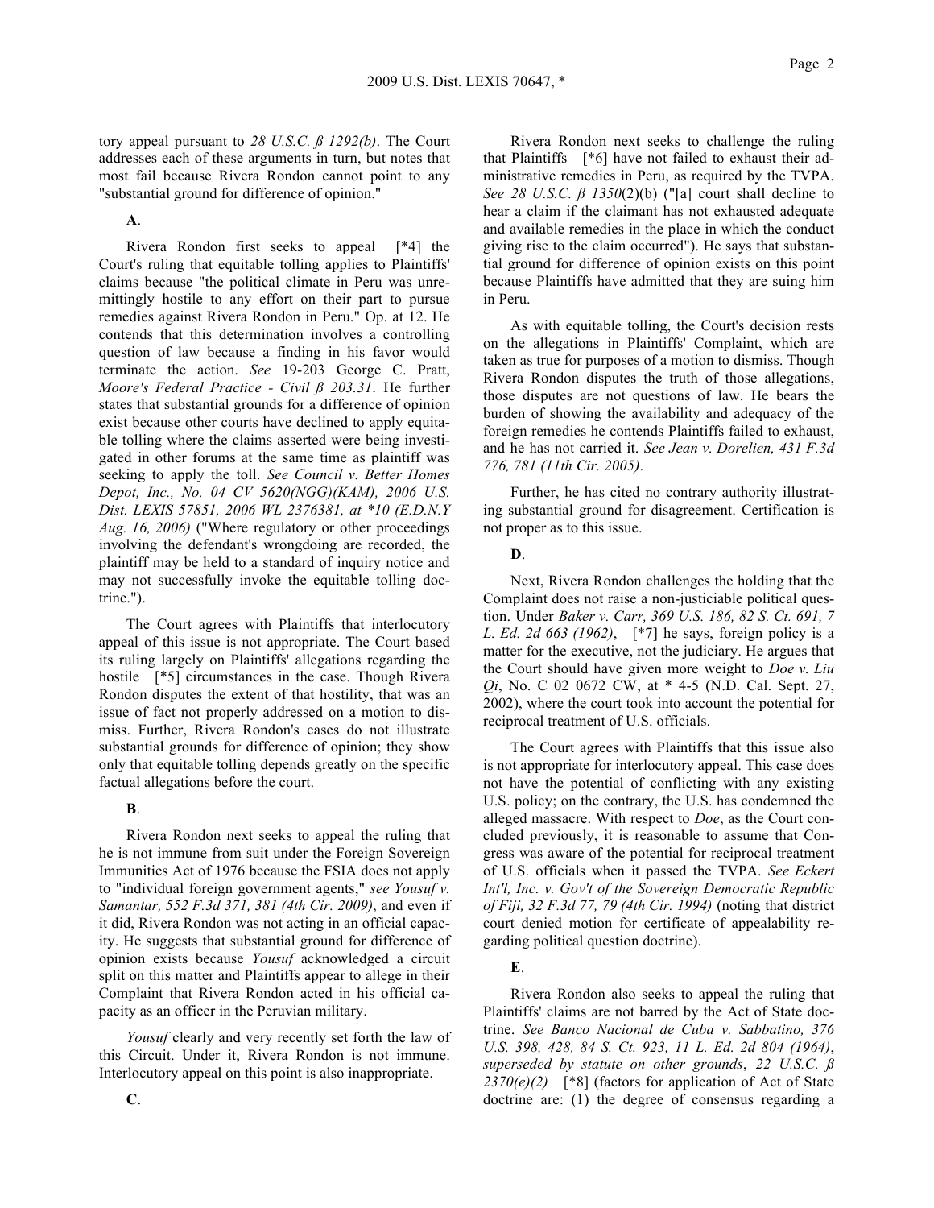tory appeal pursuant to *28 U.S.C. ß 1292(b)*. The Court addresses each of these arguments in turn, but notes that most fail because Rivera Rondon cannot point to any "substantial ground for difference of opinion."

**A**.

Rivera Rondon first seeks to appeal [*4] the Court's ruling that equitable tolling applies to Plaintiffs' claims because "the political climate in Peru was unremittingly hostile to any effort on their part to pursue remedies against Rivera Rondon in Peru." Op. at 12. He contends that this determination involves a controlling question of law because a finding in his favor would terminate the action. *See* 19-203 George C. Pratt, *Moore's Federal Practice - Civil ß 203.31*. He further states that substantial grounds for a difference of opinion exist because other courts have declined to apply equitable tolling where the claims asserted were being investigated in other forums at the same time as plaintiff was seeking to apply the toll. *See Council v. Better Homes Depot, Inc., No. 04 CV 5620(NGG)(KAM), 2006 U.S. Dist. LEXIS 57851, 2006 WL 2376381, at *10 (E.D.N.Y Aug. 16, 2006)* ("Where regulatory or other proceedings involving the defendant's wrongdoing are recorded, the plaintiff may be held to a standard of inquiry notice and may not successfully invoke the equitable tolling doctrine.").

The Court agrees with Plaintiffs that interlocutory appeal of this issue is not appropriate. The Court based its ruling largely on Plaintiffs' allegations regarding the hostile [*5] circumstances in the case. Though Rivera Rondon disputes the extent of that hostility, that was an issue of fact not properly addressed on a motion to dismiss. Further, Rivera Rondon's cases do not illustrate substantial grounds for difference of opinion; they show only that equitable tolling depends greatly on the specific factual allegations before the court.

**B**.

Rivera Rondon next seeks to appeal the ruling that he is not immune from suit under the Foreign Sovereign Immunities Act of 1976 because the FSIA does not apply to "individual foreign government agents," *see Yousuf v. Samantar, 552 F.3d 371, 381 (4th Cir. 2009)*, and even if it did, Rivera Rondon was not acting in an official capacity. He suggests that substantial ground for difference of opinion exists because *Yousuf* acknowledged a circuit split on this matter and Plaintiffs appear to allege in their Complaint that Rivera Rondon acted in his official capacity as an officer in the Peruvian military.

*Yousuf* clearly and very recently set forth the law of this Circuit. Under it, Rivera Rondon is not immune. Interlocutory appeal on this point is also inappropriate.

**C**.

Rivera Rondon next seeks to challenge the ruling that Plaintiffs [*6] have not failed to exhaust their administrative remedies in Peru, as required by the TVPA. *See 28 U.S.C. ß 1350*(2)(b) ("[a] court shall decline to hear a claim if the claimant has not exhausted adequate and available remedies in the place in which the conduct giving rise to the claim occurred"). He says that substantial ground for difference of opinion exists on this point because Plaintiffs have admitted that they are suing him in Peru.

As with equitable tolling, the Court's decision rests on the allegations in Plaintiffs' Complaint, which are taken as true for purposes of a motion to dismiss. Though Rivera Rondon disputes the truth of those allegations, those disputes are not questions of law. He bears the burden of showing the availability and adequacy of the foreign remedies he contends Plaintiffs failed to exhaust, and he has not carried it. *See Jean v. Dorelien, 431 F.3d 776, 781 (11th Cir. 2005)*.

Further, he has cited no contrary authority illustrating substantial ground for disagreement. Certification is not proper as to this issue.

**D**.

Next, Rivera Rondon challenges the holding that the Complaint does not raise a non-justiciable political question. Under *Baker v. Carr, 369 U.S. 186, 82 S. Ct. 691, 7 L. Ed. 2d 663 (1962)*, [*7] he says, foreign policy is a matter for the executive, not the judiciary. He argues that the Court should have given more weight to *Doe v. Liu Qi*, No. C 02 0672 CW, at * 4-5 (N.D. Cal. Sept. 27, 2002), where the court took into account the potential for reciprocal treatment of U.S. officials.

The Court agrees with Plaintiffs that this issue also is not appropriate for interlocutory appeal. This case does not have the potential of conflicting with any existing U.S. policy; on the contrary, the U.S. has condemned the alleged massacre. With respect to *Doe*, as the Court concluded previously, it is reasonable to assume that Congress was aware of the potential for reciprocal treatment of U.S. officials when it passed the TVPA. *See Eckert Int'l, Inc. v. Gov't of the Sovereign Democratic Republic of Fiji, 32 F.3d 77, 79 (4th Cir. 1994)* (noting that district court denied motion for certificate of appealability regarding political question doctrine).

**E**.

Rivera Rondon also seeks to appeal the ruling that Plaintiffs' claims are not barred by the Act of State doctrine. *See Banco Nacional de Cuba v. Sabbatino, 376 U.S. 398, 428, 84 S. Ct. 923, 11 L. Ed. 2d 804 (1964)*, *superseded by statute on other grounds*, *22 U.S.C. ß 2370(e)(2)* [*8] (factors for application of Act of State doctrine are: (1) the degree of consensus regarding a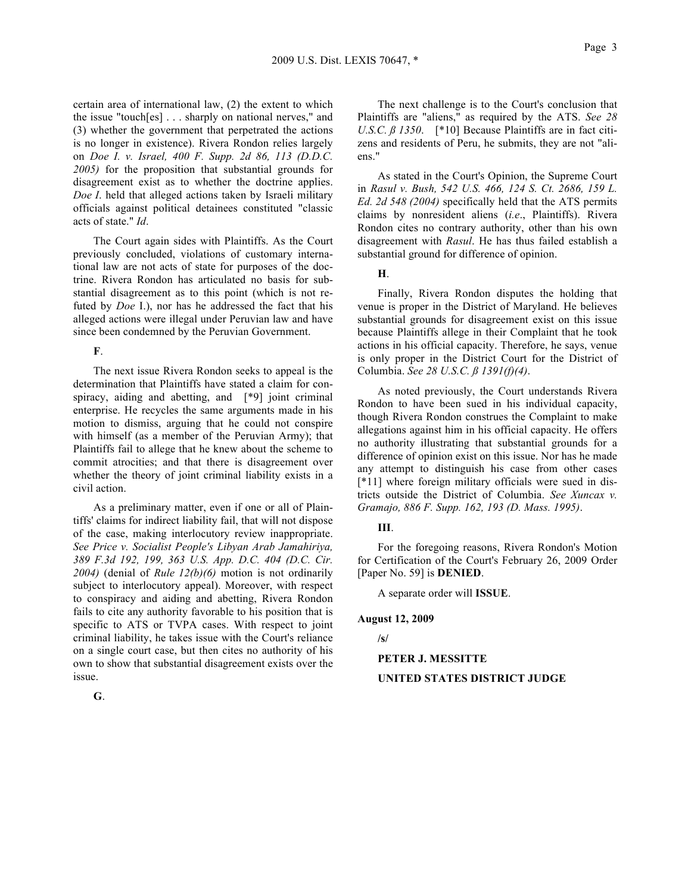certain area of international law, (2) the extent to which the issue "touch[es] . . . sharply on national nerves," and (3) whether the government that perpetrated the actions is no longer in existence). Rivera Rondon relies largely on *Doe I. v. Israel, 400 F. Supp. 2d 86, 113 (D.D.C. 2005)* for the proposition that substantial grounds for disagreement exist as to whether the doctrine applies. *Doe I*. held that alleged actions taken by Israeli military officials against political detainees constituted "classic acts of state." *Id*.

The Court again sides with Plaintiffs. As the Court previously concluded, violations of customary international law are not acts of state for purposes of the doctrine. Rivera Rondon has articulated no basis for substantial disagreement as to this point (which is not refuted by *Doe* I.), nor has he addressed the fact that his alleged actions were illegal under Peruvian law and have since been condemned by the Peruvian Government.

**F**.

The next issue Rivera Rondon seeks to appeal is the determination that Plaintiffs have stated a claim for conspiracy, aiding and abetting, and [*9] joint criminal enterprise. He recycles the same arguments made in his motion to dismiss, arguing that he could not conspire with himself (as a member of the Peruvian Army); that Plaintiffs fail to allege that he knew about the scheme to commit atrocities; and that there is disagreement over whether the theory of joint criminal liability exists in a civil action.

As a preliminary matter, even if one or all of Plaintiffs' claims for indirect liability fail, that will not dispose of the case, making interlocutory review inappropriate. *See Price v. Socialist People's Libyan Arab Jamahiriya, 389 F.3d 192, 199, 363 U.S. App. D.C. 404 (D.C. Cir. 2004)* (denial of *Rule 12(b)(6)* motion is not ordinarily subject to interlocutory appeal). Moreover, with respect to conspiracy and aiding and abetting, Rivera Rondon fails to cite any authority favorable to his position that is specific to ATS or TVPA cases. With respect to joint criminal liability, he takes issue with the Court's reliance on a single court case, but then cites no authority of his own to show that substantial disagreement exists over the issue.

**G**.

The next challenge is to the Court's conclusion that Plaintiffs are "aliens," as required by the ATS. *See 28 U.S.C. ß 1350*. [*10] Because Plaintiffs are in fact citizens and residents of Peru, he submits, they are not "aliens."

As stated in the Court's Opinion, the Supreme Court in *Rasul v. Bush, 542 U.S. 466, 124 S. Ct. 2686, 159 L. Ed. 2d 548 (2004)* specifically held that the ATS permits claims by nonresident aliens (*i.e*., Plaintiffs). Rivera Rondon cites no contrary authority, other than his own disagreement with *Rasul*. He has thus failed establish a substantial ground for difference of opinion.

**H**.

Finally, Rivera Rondon disputes the holding that venue is proper in the District of Maryland. He believes substantial grounds for disagreement exist on this issue because Plaintiffs allege in their Complaint that he took actions in his official capacity. Therefore, he says, venue is only proper in the District Court for the District of Columbia. *See 28 U.S.C. ß 1391(f)(4)*.

As noted previously, the Court understands Rivera Rondon to have been sued in his individual capacity, though Rivera Rondon construes the Complaint to make allegations against him in his official capacity. He offers no authority illustrating that substantial grounds for a difference of opinion exist on this issue. Nor has he made any attempt to distinguish his case from other cases [*11] where foreign military officials were sued in districts outside the District of Columbia. *See Xuncax v. Gramajo, 886 F. Supp. 162, 193 (D. Mass. 1995)*.

**III**.

For the foregoing reasons, Rivera Rondon's Motion for Certification of the Court's February 26, 2009 Order [Paper No. 59] is **DENIED**.

A separate order will **ISSUE**.

**August 12, 2009**

**/s/**

**PETER J. MESSITTE**

**UNITED STATES DISTRICT JUDGE**